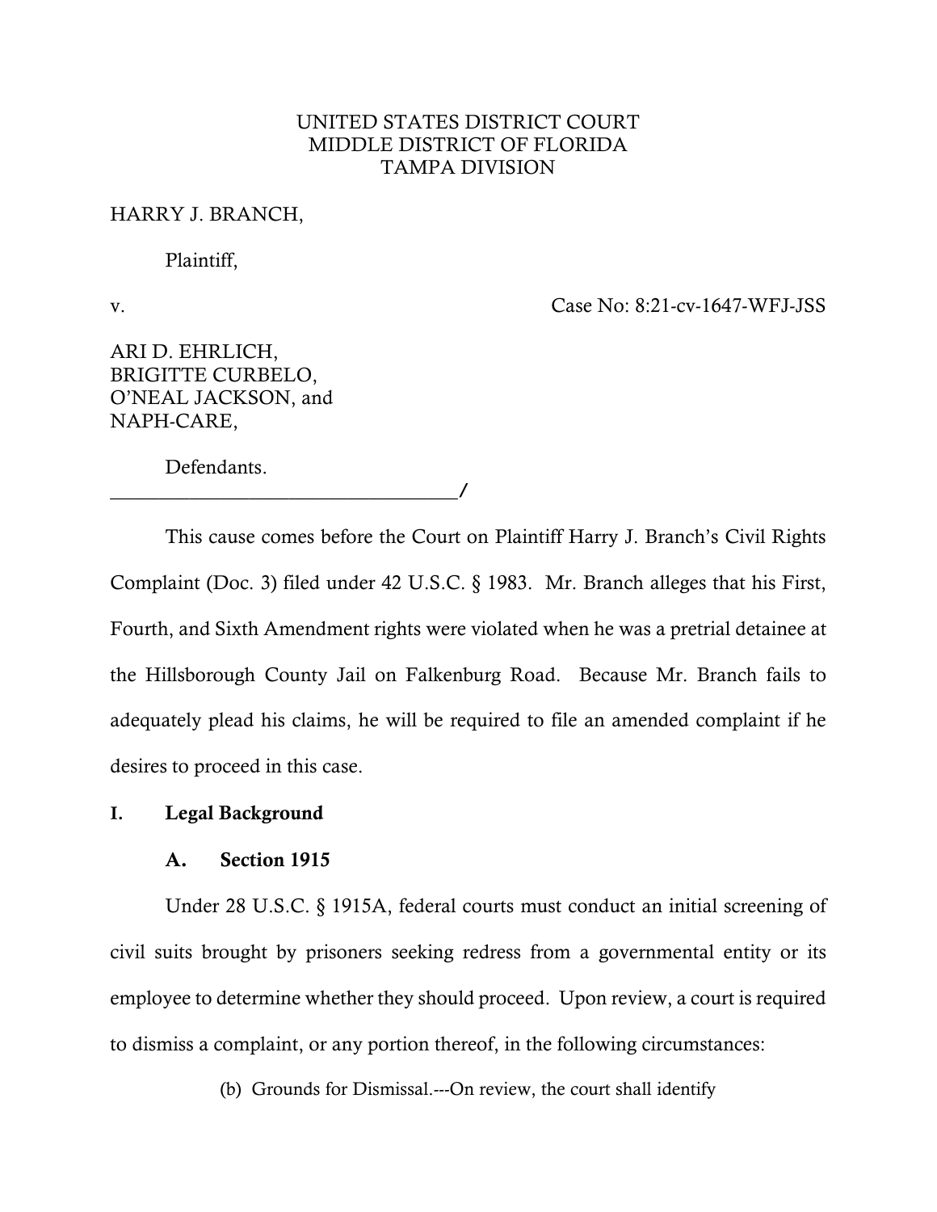UNITED STATES DISTRICT COURT
MIDDLE DISTRICT OF FLORIDA
TAMPA DIVISION

HARRY J. BRANCH,

Plaintiff,

v. Case No: 8:21-cv-1647-WFJ-JSS

ARI D. EHRLICH,
BRIGITTE CURBELO,
O'NEAL JACKSON, and
NAPH-CARE,

Defendants.
___________________________________/

This cause comes before the Court on Plaintiff Harry J. Branch's Civil Rights Complaint (Doc. 3) filed under 42 U.S.C. § 1983. Mr. Branch alleges that his First, Fourth, and Sixth Amendment rights were violated when he was a pretrial detainee at the Hillsborough County Jail on Falkenburg Road. Because Mr. Branch fails to adequately plead his claims, he will be required to file an amended complaint if he desires to proceed in this case.

## I. Legal Background

### A. Section 1915

Under 28 U.S.C. § 1915A, federal courts must conduct an initial screening of civil suits brought by prisoners seeking redress from a governmental entity or its employee to determine whether they should proceed. Upon review, a court is required to dismiss a complaint, or any portion thereof, in the following circumstances:

> (b) Grounds for Dismissal.---On review, the court shall identify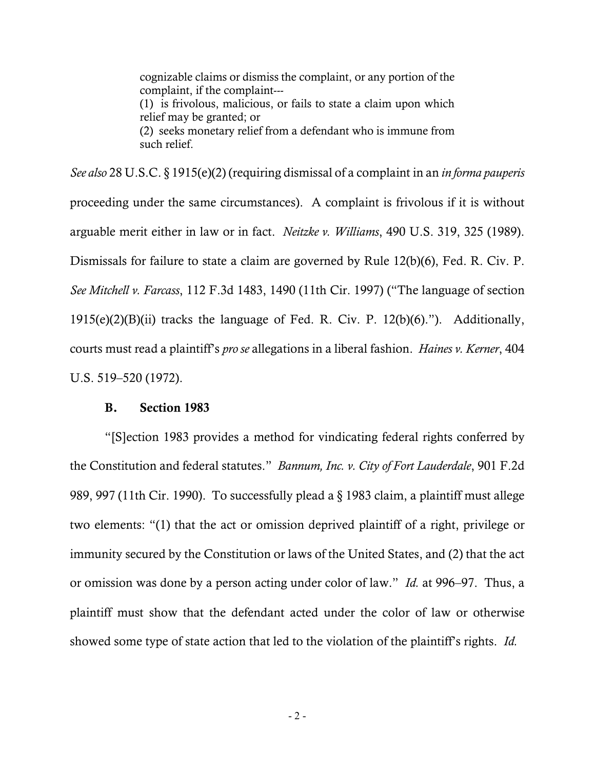> cognizable claims or dismiss the complaint, or any portion of the complaint, if the complaint---
> (1) is frivolous, malicious, or fails to state a claim upon which relief may be granted; or
> (2) seeks monetary relief from a defendant who is immune from such relief.

*See also* 28 U.S.C. § 1915(e)(2) (requiring dismissal of a complaint in an *in forma pauperis* proceeding under the same circumstances). A complaint is frivolous if it is without arguable merit either in law or in fact. *Neitzke v. Williams*, 490 U.S. 319, 325 (1989). Dismissals for failure to state a claim are governed by Rule 12(b)(6), Fed. R. Civ. P. *See Mitchell v. Farcass*, 112 F.3d 1483, 1490 (11th Cir. 1997) ("The language of section 1915(e)(2)(B)(ii) tracks the language of Fed. R. Civ. P. 12(b)(6)."). Additionally, courts must read a plaintiff's *pro se* allegations in a liberal fashion. *Haines v. Kerner*, 404 U.S. 519–520 (1972).

### B. Section 1983

"[S]ection 1983 provides a method for vindicating federal rights conferred by the Constitution and federal statutes." *Bannum, Inc. v. City of Fort Lauderdale*, 901 F.2d 989, 997 (11th Cir. 1990). To successfully plead a § 1983 claim, a plaintiff must allege two elements: "(1) that the act or omission deprived plaintiff of a right, privilege or immunity secured by the Constitution or laws of the United States, and (2) that the act or omission was done by a person acting under color of law." *Id.* at 996–97. Thus, a plaintiff must show that the defendant acted under the color of law or otherwise showed some type of state action that led to the violation of the plaintiff's rights. *Id.*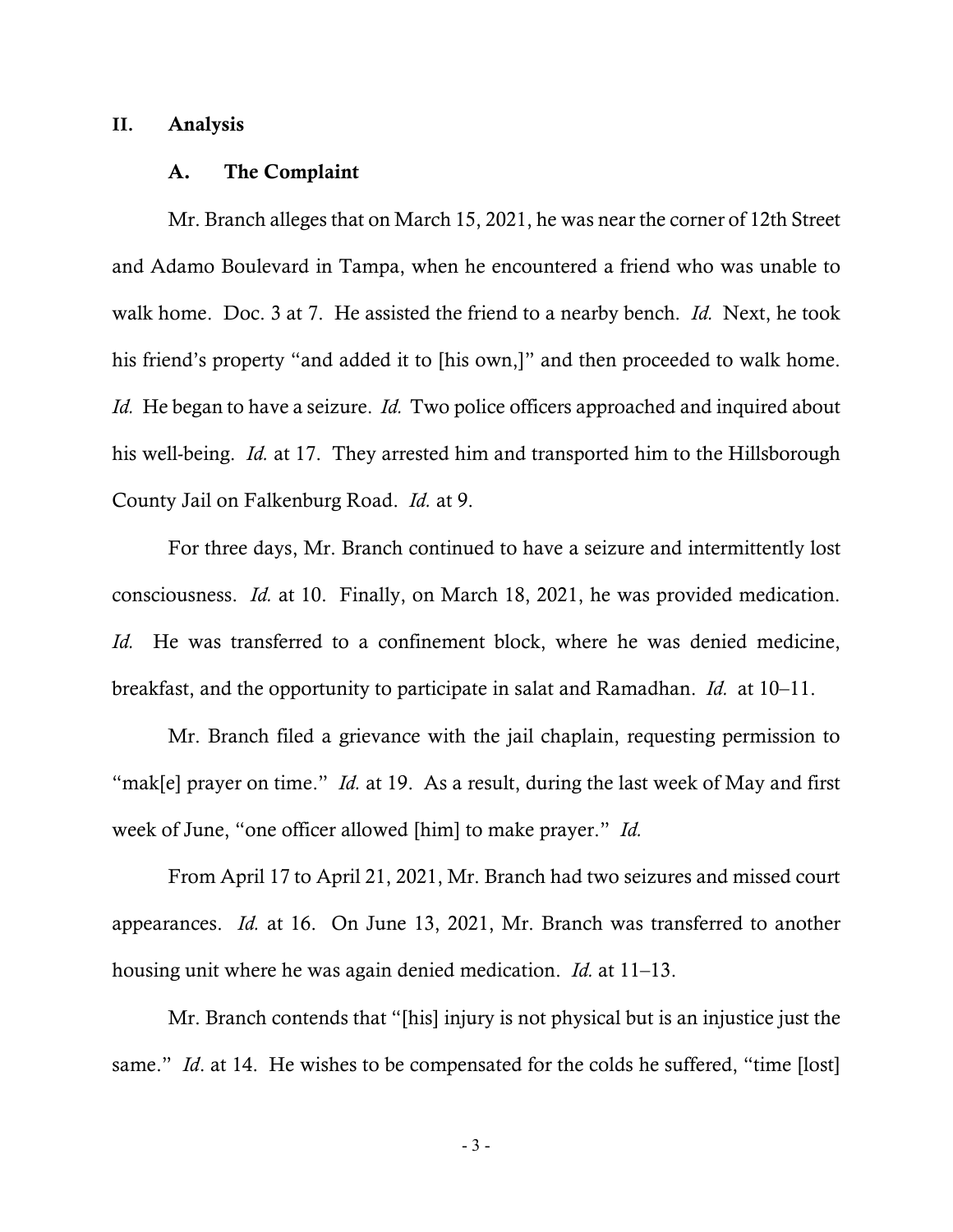## II. Analysis

### A. The Complaint

Mr. Branch alleges that on March 15, 2021, he was near the corner of 12th Street and Adamo Boulevard in Tampa, when he encountered a friend who was unable to walk home. Doc. 3 at 7. He assisted the friend to a nearby bench. *Id.* Next, he took his friend's property "and added it to [his own,]" and then proceeded to walk home. *Id.* He began to have a seizure. *Id.* Two police officers approached and inquired about his well-being. *Id.* at 17. They arrested him and transported him to the Hillsborough County Jail on Falkenburg Road. *Id.* at 9.

For three days, Mr. Branch continued to have a seizure and intermittently lost consciousness. *Id.* at 10. Finally, on March 18, 2021, he was provided medication. *Id.* He was transferred to a confinement block, where he was denied medicine, breakfast, and the opportunity to participate in salat and Ramadhan. *Id.* at 10–11.

Mr. Branch filed a grievance with the jail chaplain, requesting permission to "mak[e] prayer on time." *Id.* at 19. As a result, during the last week of May and first week of June, "one officer allowed [him] to make prayer." *Id.*

From April 17 to April 21, 2021, Mr. Branch had two seizures and missed court appearances. *Id.* at 16. On June 13, 2021, Mr. Branch was transferred to another housing unit where he was again denied medication. *Id.* at 11–13.

Mr. Branch contends that "[his] injury is not physical but is an injustice just the same." *Id*. at 14. He wishes to be compensated for the colds he suffered, "time [lost]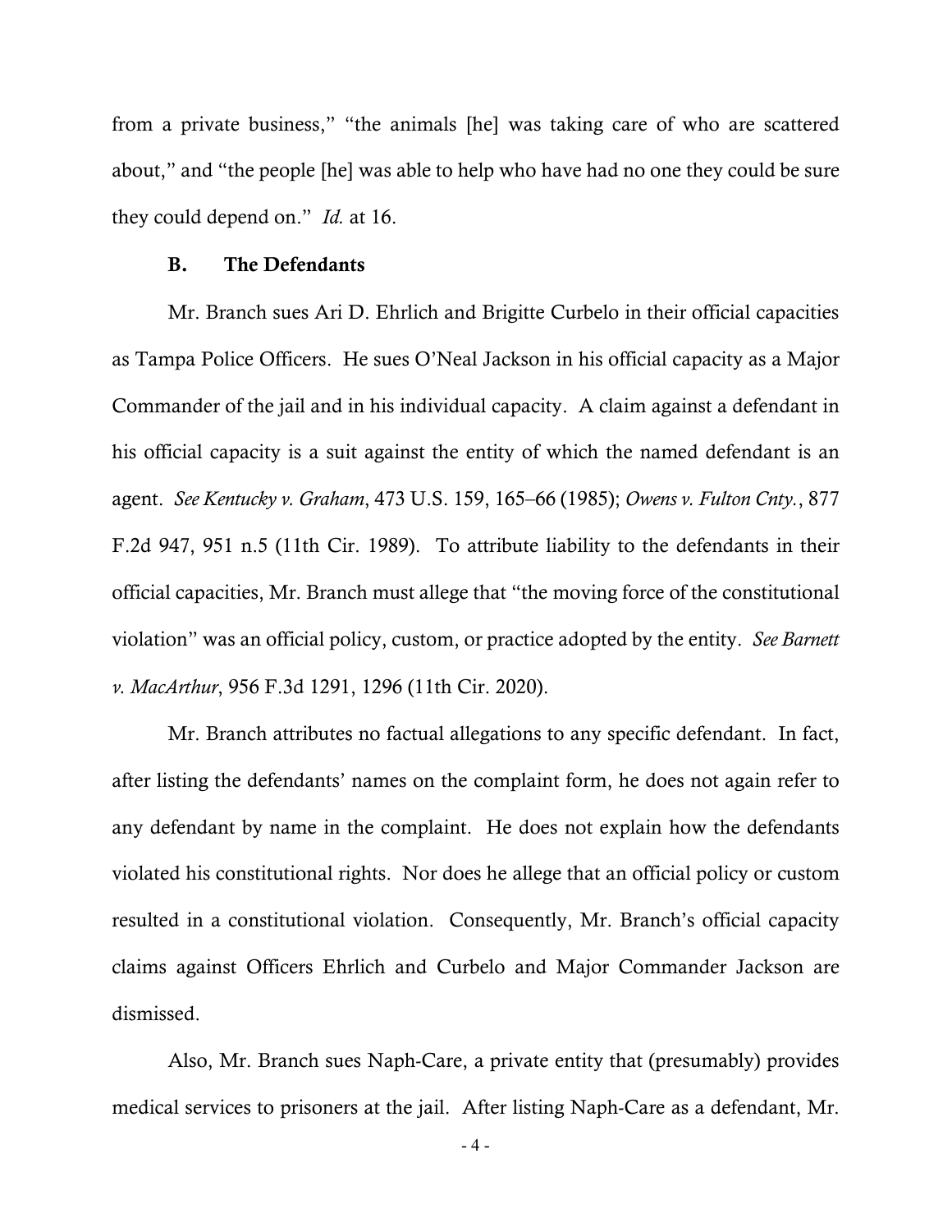from a private business," "the animals [he] was taking care of who are scattered about," and "the people [he] was able to help who have had no one they could be sure they could depend on." *Id.* at 16.

### B. The Defendants

Mr. Branch sues Ari D. Ehrlich and Brigitte Curbelo in their official capacities as Tampa Police Officers. He sues O'Neal Jackson in his official capacity as a Major Commander of the jail and in his individual capacity. A claim against a defendant in his official capacity is a suit against the entity of which the named defendant is an agent. *See Kentucky v. Graham*, 473 U.S. 159, 165–66 (1985); *Owens v. Fulton Cnty.*, 877 F.2d 947, 951 n.5 (11th Cir. 1989). To attribute liability to the defendants in their official capacities, Mr. Branch must allege that "the moving force of the constitutional violation" was an official policy, custom, or practice adopted by the entity. *See Barnett v. MacArthur*, 956 F.3d 1291, 1296 (11th Cir. 2020).

Mr. Branch attributes no factual allegations to any specific defendant. In fact, after listing the defendants' names on the complaint form, he does not again refer to any defendant by name in the complaint. He does not explain how the defendants violated his constitutional rights. Nor does he allege that an official policy or custom resulted in a constitutional violation. Consequently, Mr. Branch's official capacity claims against Officers Ehrlich and Curbelo and Major Commander Jackson are dismissed.

Also, Mr. Branch sues Naph-Care, a private entity that (presumably) provides medical services to prisoners at the jail. After listing Naph-Care as a defendant, Mr.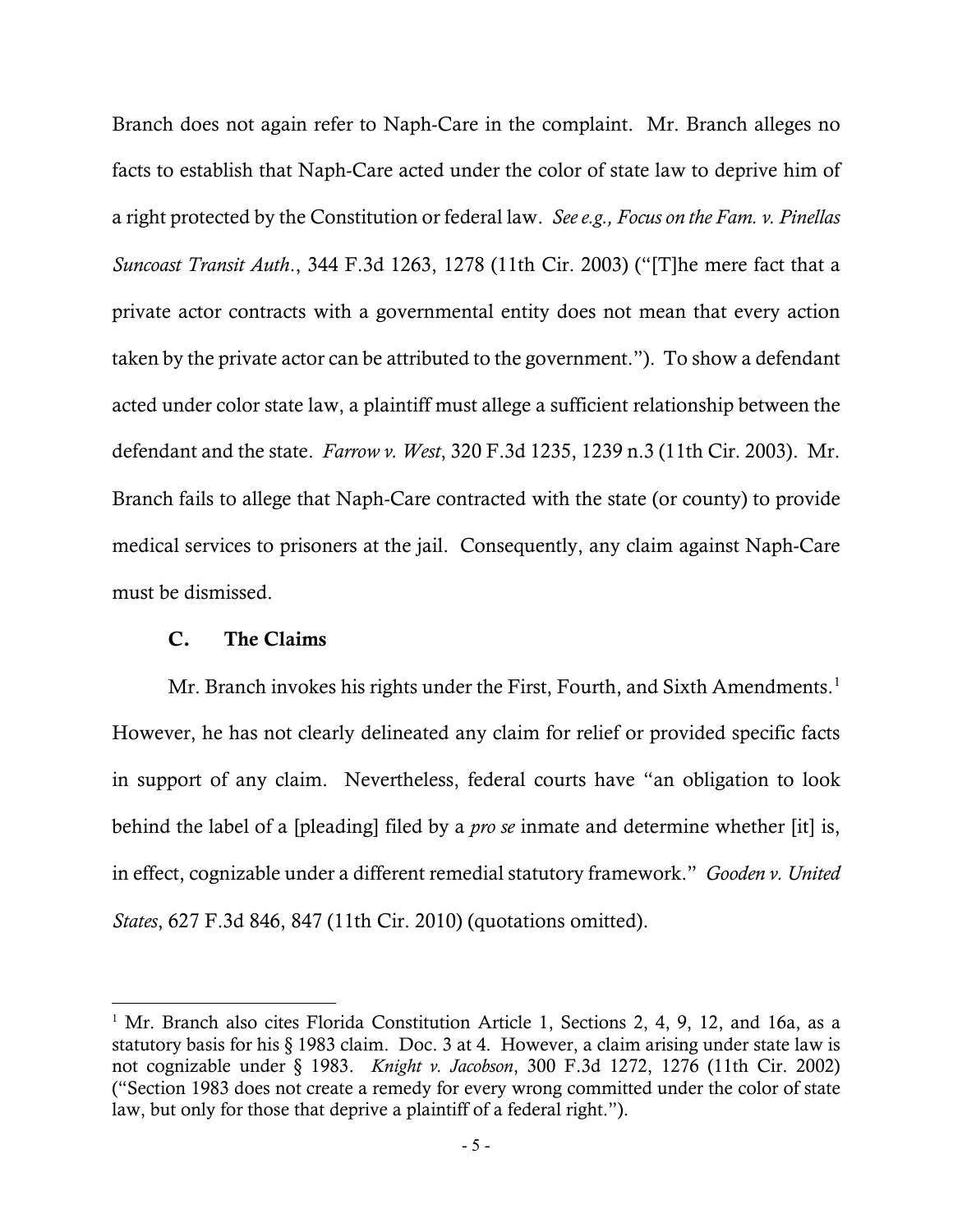Branch does not again refer to Naph-Care in the complaint. Mr. Branch alleges no facts to establish that Naph-Care acted under the color of state law to deprive him of a right protected by the Constitution or federal law. *See e.g., Focus on the Fam. v. Pinellas Suncoast Transit Auth.*, 344 F.3d 1263, 1278 (11th Cir. 2003) ("[T]he mere fact that a private actor contracts with a governmental entity does not mean that every action taken by the private actor can be attributed to the government."). To show a defendant acted under color state law, a plaintiff must allege a sufficient relationship between the defendant and the state. *Farrow v. West*, 320 F.3d 1235, 1239 n.3 (11th Cir. 2003). Mr. Branch fails to allege that Naph-Care contracted with the state (or county) to provide medical services to prisoners at the jail. Consequently, any claim against Naph-Care must be dismissed.

### C. The Claims

Mr. Branch invokes his rights under the First, Fourth, and Sixth Amendments.[1] However, he has not clearly delineated any claim for relief or provided specific facts in support of any claim. Nevertheless, federal courts have "an obligation to look behind the label of a [pleading] filed by a *pro se* inmate and determine whether [it] is, in effect, cognizable under a different remedial statutory framework." *Gooden v. United States*, 627 F.3d 846, 847 (11th Cir. 2010) (quotations omitted).

---

[1] Mr. Branch also cites Florida Constitution Article 1, Sections 2, 4, 9, 12, and 16a, as a statutory basis for his § 1983 claim. Doc. 3 at 4. However, a claim arising under state law is not cognizable under § 1983. *Knight v. Jacobson*, 300 F.3d 1272, 1276 (11th Cir. 2002) ("Section 1983 does not create a remedy for every wrong committed under the color of state law, but only for those that deprive a plaintiff of a federal right.").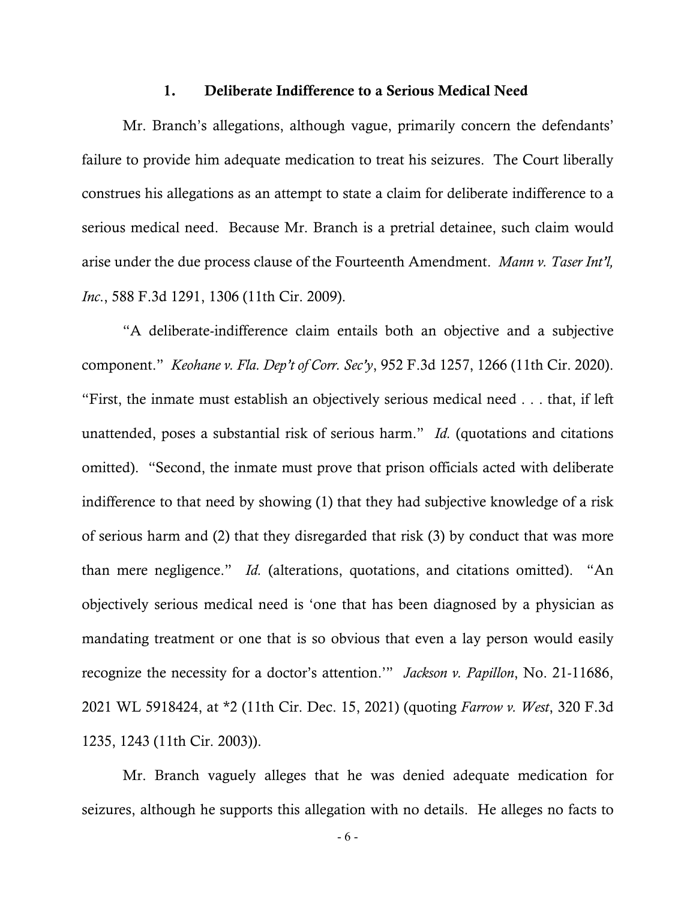### 1. **Deliberate Indifference to a Serious Medical Need**

Mr. Branch's allegations, although vague, primarily concern the defendants' failure to provide him adequate medication to treat his seizures. The Court liberally construes his allegations as an attempt to state a claim for deliberate indifference to a serious medical need. Because Mr. Branch is a pretrial detainee, such claim would arise under the due process clause of the Fourteenth Amendment. *Mann v. Taser Int'l, Inc.*, 588 F.3d 1291, 1306 (11th Cir. 2009).

"A deliberate-indifference claim entails both an objective and a subjective component." *Keohane v. Fla. Dep't of Corr. Sec'y*, 952 F.3d 1257, 1266 (11th Cir. 2020). "First, the inmate must establish an objectively serious medical need . . . that, if left unattended, poses a substantial risk of serious harm." *Id.* (quotations and citations omitted). "Second, the inmate must prove that prison officials acted with deliberate indifference to that need by showing (1) that they had subjective knowledge of a risk of serious harm and (2) that they disregarded that risk (3) by conduct that was more than mere negligence." *Id.* (alterations, quotations, and citations omitted). "An objectively serious medical need is 'one that has been diagnosed by a physician as mandating treatment or one that is so obvious that even a lay person would easily recognize the necessity for a doctor's attention.'" *Jackson v. Papillon*, No. 21-11686, 2021 WL 5918424, at *2 (11th Cir. Dec. 15, 2021) (quoting *Farrow v. West*, 320 F.3d 1235, 1243 (11th Cir. 2003)).

Mr. Branch vaguely alleges that he was denied adequate medication for seizures, although he supports this allegation with no details. He alleges no facts to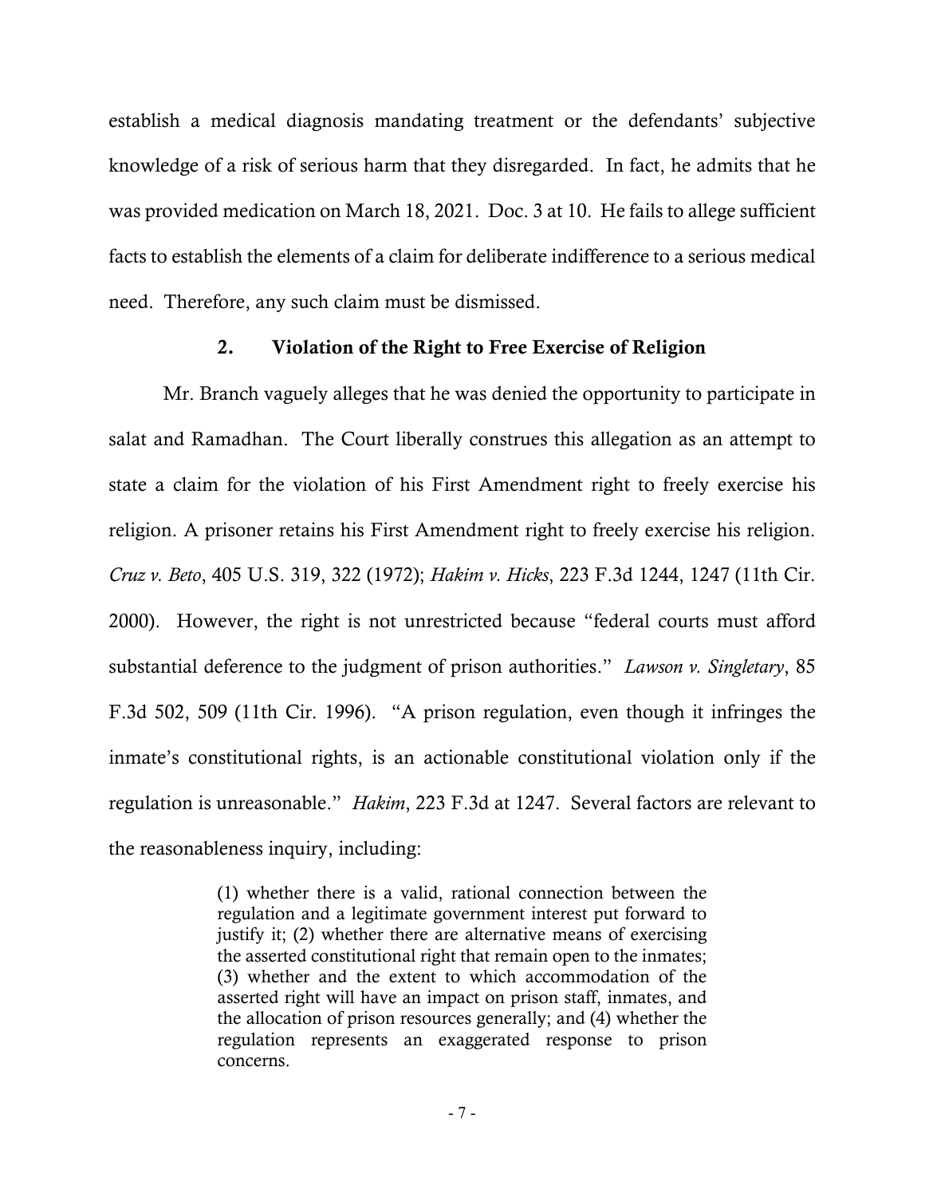establish a medical diagnosis mandating treatment or the defendants' subjective knowledge of a risk of serious harm that they disregarded. In fact, he admits that he was provided medication on March 18, 2021. Doc. 3 at 10. He fails to allege sufficient facts to establish the elements of a claim for deliberate indifference to a serious medical need. Therefore, any such claim must be dismissed.

### 2. Violation of the Right to Free Exercise of Religion

Mr. Branch vaguely alleges that he was denied the opportunity to participate in salat and Ramadhan. The Court liberally construes this allegation as an attempt to state a claim for the violation of his First Amendment right to freely exercise his religion. A prisoner retains his First Amendment right to freely exercise his religion. *Cruz v. Beto*, 405 U.S. 319, 322 (1972); *Hakim v. Hicks*, 223 F.3d 1244, 1247 (11th Cir. 2000). However, the right is not unrestricted because "federal courts must afford substantial deference to the judgment of prison authorities." *Lawson v. Singletary*, 85 F.3d 502, 509 (11th Cir. 1996). "A prison regulation, even though it infringes the inmate's constitutional rights, is an actionable constitutional violation only if the regulation is unreasonable." *Hakim*, 223 F.3d at 1247. Several factors are relevant to the reasonableness inquiry, including:

> (1) whether there is a valid, rational connection between the regulation and a legitimate government interest put forward to justify it; (2) whether there are alternative means of exercising the asserted constitutional right that remain open to the inmates; (3) whether and the extent to which accommodation of the asserted right will have an impact on prison staff, inmates, and the allocation of prison resources generally; and (4) whether the regulation represents an exaggerated response to prison concerns.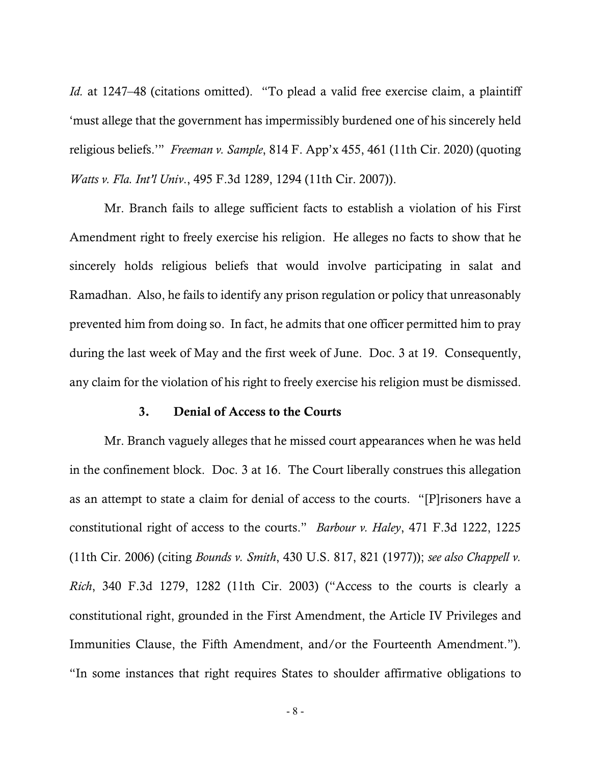*Id.* at 1247–48 (citations omitted). "To plead a valid free exercise claim, a plaintiff 'must allege that the government has impermissibly burdened one of his sincerely held religious beliefs.'" *Freeman v. Sample*, 814 F. App'x 455, 461 (11th Cir. 2020) (quoting *Watts v. Fla. Int'l Univ*., 495 F.3d 1289, 1294 (11th Cir. 2007)).

Mr. Branch fails to allege sufficient facts to establish a violation of his First Amendment right to freely exercise his religion. He alleges no facts to show that he sincerely holds religious beliefs that would involve participating in salat and Ramadhan. Also, he fails to identify any prison regulation or policy that unreasonably prevented him from doing so. In fact, he admits that one officer permitted him to pray during the last week of May and the first week of June. Doc. 3 at 19. Consequently, any claim for the violation of his right to freely exercise his religion must be dismissed.

### 3. Denial of Access to the Courts

Mr. Branch vaguely alleges that he missed court appearances when he was held in the confinement block. Doc. 3 at 16. The Court liberally construes this allegation as an attempt to state a claim for denial of access to the courts. "[P]risoners have a constitutional right of access to the courts." *Barbour v. Haley*, 471 F.3d 1222, 1225 (11th Cir. 2006) (citing *Bounds v. Smith*, 430 U.S. 817, 821 (1977)); *see also Chappell v. Rich*, 340 F.3d 1279, 1282 (11th Cir. 2003) ("Access to the courts is clearly a constitutional right, grounded in the First Amendment, the Article IV Privileges and Immunities Clause, the Fifth Amendment, and/or the Fourteenth Amendment."). "In some instances that right requires States to shoulder affirmative obligations to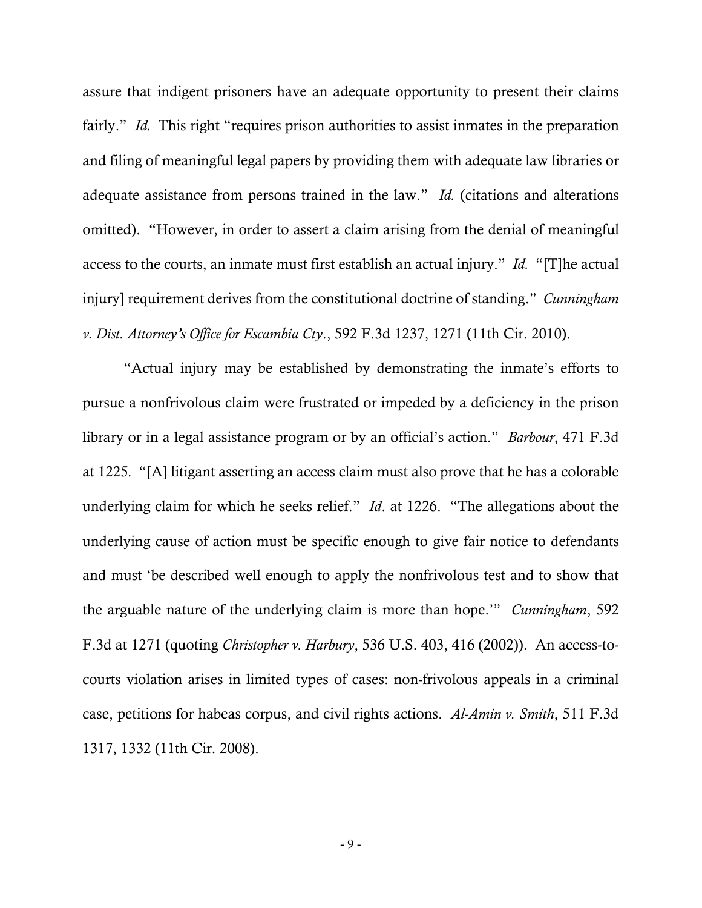assure that indigent prisoners have an adequate opportunity to present their claims fairly." *Id.* This right "requires prison authorities to assist inmates in the preparation and filing of meaningful legal papers by providing them with adequate law libraries or adequate assistance from persons trained in the law." *Id.* (citations and alterations omitted). "However, in order to assert a claim arising from the denial of meaningful access to the courts, an inmate must first establish an actual injury." *Id.* "[T]he actual injury] requirement derives from the constitutional doctrine of standing." *Cunningham v. Dist. Attorney's Office for Escambia Cty.*, 592 F.3d 1237, 1271 (11th Cir. 2010).

"Actual injury may be established by demonstrating the inmate's efforts to pursue a nonfrivolous claim were frustrated or impeded by a deficiency in the prison library or in a legal assistance program or by an official's action." *Barbour*, 471 F.3d at 1225. "[A] litigant asserting an access claim must also prove that he has a colorable underlying claim for which he seeks relief." *Id*. at 1226. "The allegations about the underlying cause of action must be specific enough to give fair notice to defendants and must 'be described well enough to apply the nonfrivolous test and to show that the arguable nature of the underlying claim is more than hope.'" *Cunningham*, 592 F.3d at 1271 (quoting *Christopher v. Harbury*, 536 U.S. 403, 416 (2002)). An access-to-courts violation arises in limited types of cases: non-frivolous appeals in a criminal case, petitions for habeas corpus, and civil rights actions. *Al-Amin v. Smith*, 511 F.3d 1317, 1332 (11th Cir. 2008).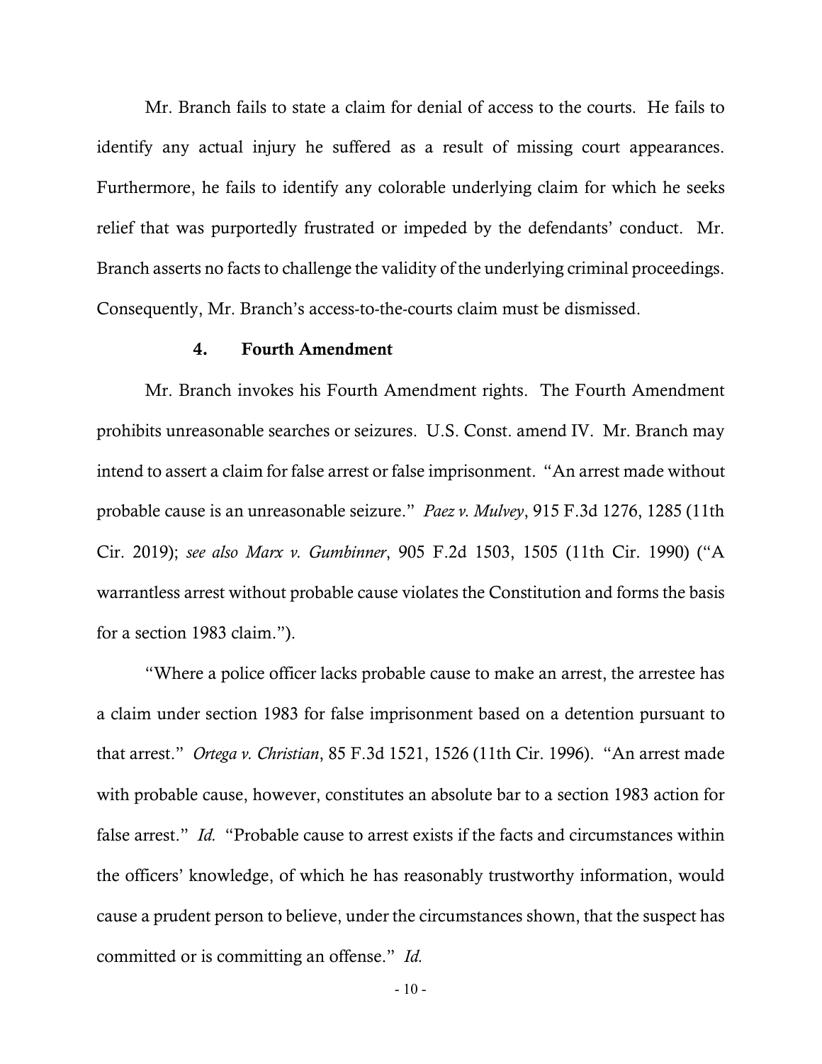Mr. Branch fails to state a claim for denial of access to the courts. He fails to identify any actual injury he suffered as a result of missing court appearances. Furthermore, he fails to identify any colorable underlying claim for which he seeks relief that was purportedly frustrated or impeded by the defendants' conduct. Mr. Branch asserts no facts to challenge the validity of the underlying criminal proceedings. Consequently, Mr. Branch's access-to-the-courts claim must be dismissed.

### 4. Fourth Amendment

Mr. Branch invokes his Fourth Amendment rights. The Fourth Amendment prohibits unreasonable searches or seizures. U.S. Const. amend IV. Mr. Branch may intend to assert a claim for false arrest or false imprisonment. "An arrest made without probable cause is an unreasonable seizure." *Paez v. Mulvey*, 915 F.3d 1276, 1285 (11th Cir. 2019); *see also Marx v. Gumbinner*, 905 F.2d 1503, 1505 (11th Cir. 1990) ("A warrantless arrest without probable cause violates the Constitution and forms the basis for a section 1983 claim.").

"Where a police officer lacks probable cause to make an arrest, the arrestee has a claim under section 1983 for false imprisonment based on a detention pursuant to that arrest." *Ortega v. Christian*, 85 F.3d 1521, 1526 (11th Cir. 1996). "An arrest made with probable cause, however, constitutes an absolute bar to a section 1983 action for false arrest." *Id.* "Probable cause to arrest exists if the facts and circumstances within the officers' knowledge, of which he has reasonably trustworthy information, would cause a prudent person to believe, under the circumstances shown, that the suspect has committed or is committing an offense." *Id.*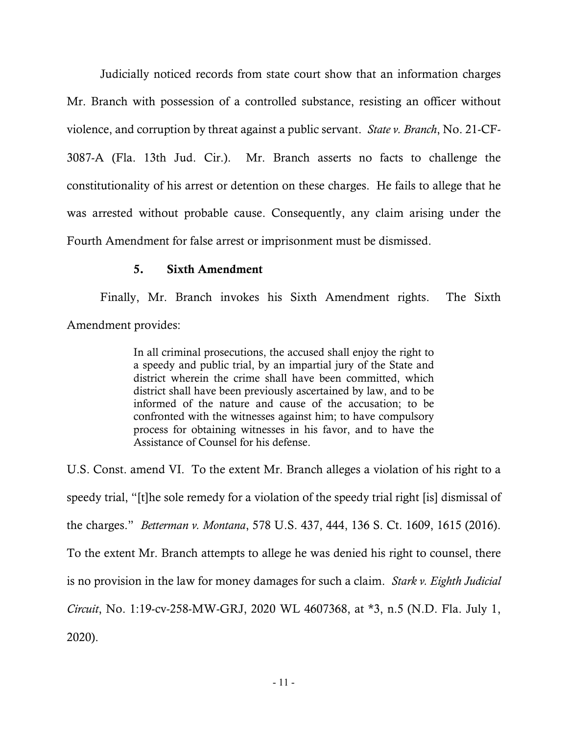Judicially noticed records from state court show that an information charges Mr. Branch with possession of a controlled substance, resisting an officer without violence, and corruption by threat against a public servant. *State v. Branch*, No. 21-CF-3087-A (Fla. 13th Jud. Cir.). Mr. Branch asserts no facts to challenge the constitutionality of his arrest or detention on these charges. He fails to allege that he was arrested without probable cause. Consequently, any claim arising under the Fourth Amendment for false arrest or imprisonment must be dismissed.

### 5. Sixth Amendment

Finally, Mr. Branch invokes his Sixth Amendment rights. The Sixth Amendment provides:

> In all criminal prosecutions, the accused shall enjoy the right to a speedy and public trial, by an impartial jury of the State and district wherein the crime shall have been committed, which district shall have been previously ascertained by law, and to be informed of the nature and cause of the accusation; to be confronted with the witnesses against him; to have compulsory process for obtaining witnesses in his favor, and to have the Assistance of Counsel for his defense.

U.S. Const. amend VI. To the extent Mr. Branch alleges a violation of his right to a speedy trial, "[t]he sole remedy for a violation of the speedy trial right [is] dismissal of the charges." *Betterman v. Montana*, 578 U.S. 437, 444, 136 S. Ct. 1609, 1615 (2016). To the extent Mr. Branch attempts to allege he was denied his right to counsel, there is no provision in the law for money damages for such a claim. *Stark v. Eighth Judicial Circuit*, No. 1:19-cv-258-MW-GRJ, 2020 WL 4607368, at *3, n.5 (N.D. Fla. July 1, 2020).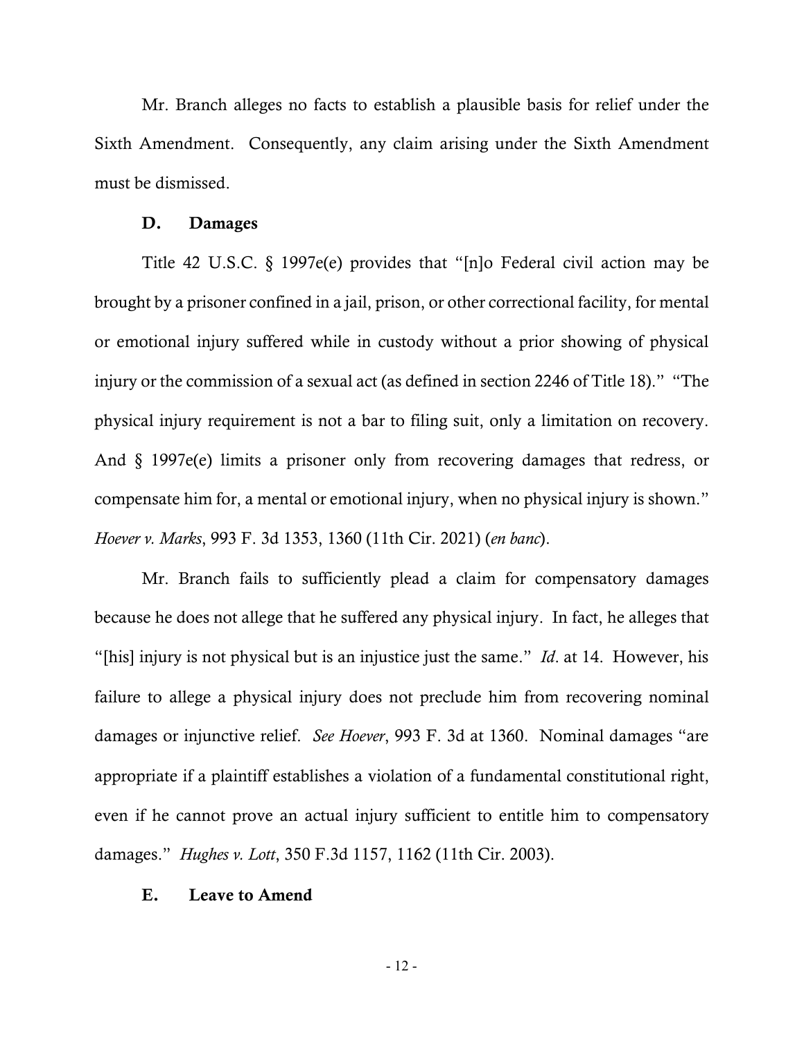Mr. Branch alleges no facts to establish a plausible basis for relief under the Sixth Amendment. Consequently, any claim arising under the Sixth Amendment must be dismissed.

### D. Damages

Title 42 U.S.C. § 1997e(e) provides that "[n]o Federal civil action may be brought by a prisoner confined in a jail, prison, or other correctional facility, for mental or emotional injury suffered while in custody without a prior showing of physical injury or the commission of a sexual act (as defined in section 2246 of Title 18)." "The physical injury requirement is not a bar to filing suit, only a limitation on recovery. And § 1997e(e) limits a prisoner only from recovering damages that redress, or compensate him for, a mental or emotional injury, when no physical injury is shown." *Hoever v. Marks*, 993 F. 3d 1353, 1360 (11th Cir. 2021) (*en banc*).

Mr. Branch fails to sufficiently plead a claim for compensatory damages because he does not allege that he suffered any physical injury. In fact, he alleges that "[his] injury is not physical but is an injustice just the same." *Id*. at 14. However, his failure to allege a physical injury does not preclude him from recovering nominal damages or injunctive relief. *See Hoever*, 993 F. 3d at 1360. Nominal damages "are appropriate if a plaintiff establishes a violation of a fundamental constitutional right, even if he cannot prove an actual injury sufficient to entitle him to compensatory damages." *Hughes v. Lott*, 350 F.3d 1157, 1162 (11th Cir. 2003).

### E. Leave to Amend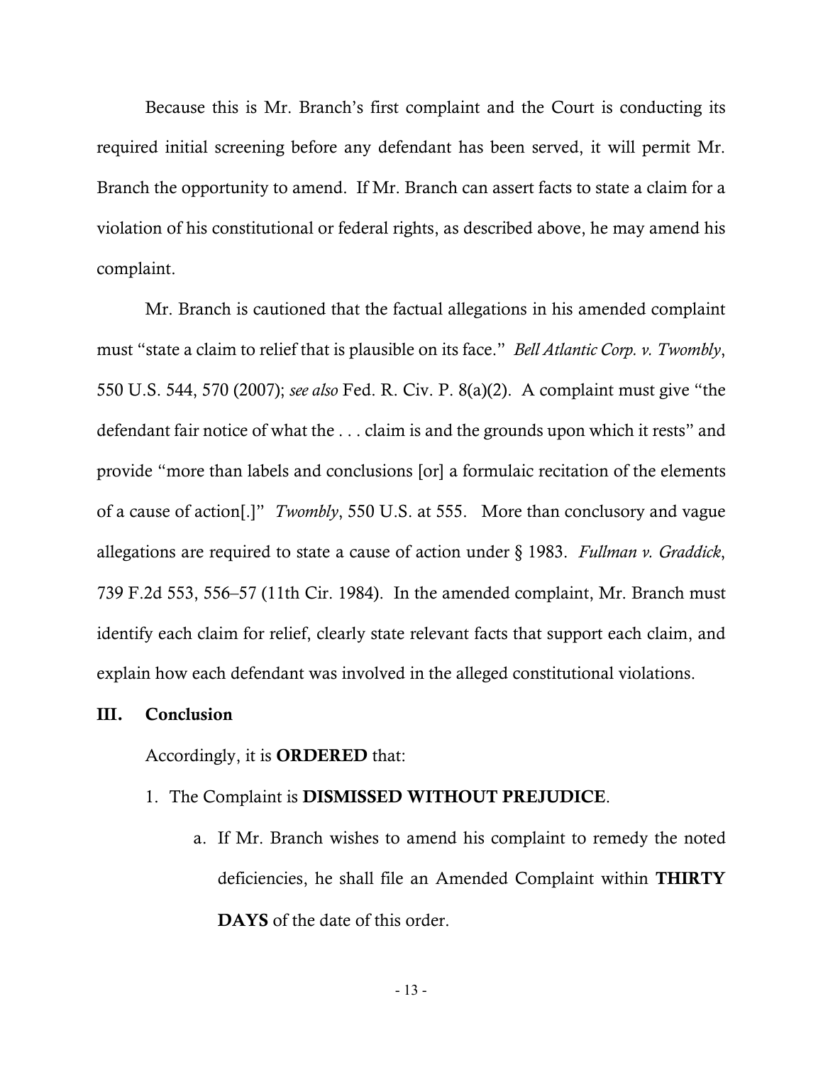Because this is Mr. Branch's first complaint and the Court is conducting its required initial screening before any defendant has been served, it will permit Mr. Branch the opportunity to amend. If Mr. Branch can assert facts to state a claim for a violation of his constitutional or federal rights, as described above, he may amend his complaint.

Mr. Branch is cautioned that the factual allegations in his amended complaint must "state a claim to relief that is plausible on its face." *Bell Atlantic Corp. v. Twombly*, 550 U.S. 544, 570 (2007); *see also* Fed. R. Civ. P. 8(a)(2). A complaint must give "the defendant fair notice of what the . . . claim is and the grounds upon which it rests" and provide "more than labels and conclusions [or] a formulaic recitation of the elements of a cause of action[.]" *Twombly*, 550 U.S. at 555. More than conclusory and vague allegations are required to state a cause of action under § 1983. *Fullman v. Graddick*, 739 F.2d 553, 556–57 (11th Cir. 1984). In the amended complaint, Mr. Branch must identify each claim for relief, clearly state relevant facts that support each claim, and explain how each defendant was involved in the alleged constitutional violations.

## III. Conclusion

Accordingly, it is **ORDERED** that:

1. The Complaint is **DISMISSED WITHOUT PREJUDICE**.
    a. If Mr. Branch wishes to amend his complaint to remedy the noted deficiencies, he shall file an Amended Complaint within **THIRTY DAYS** of the date of this order.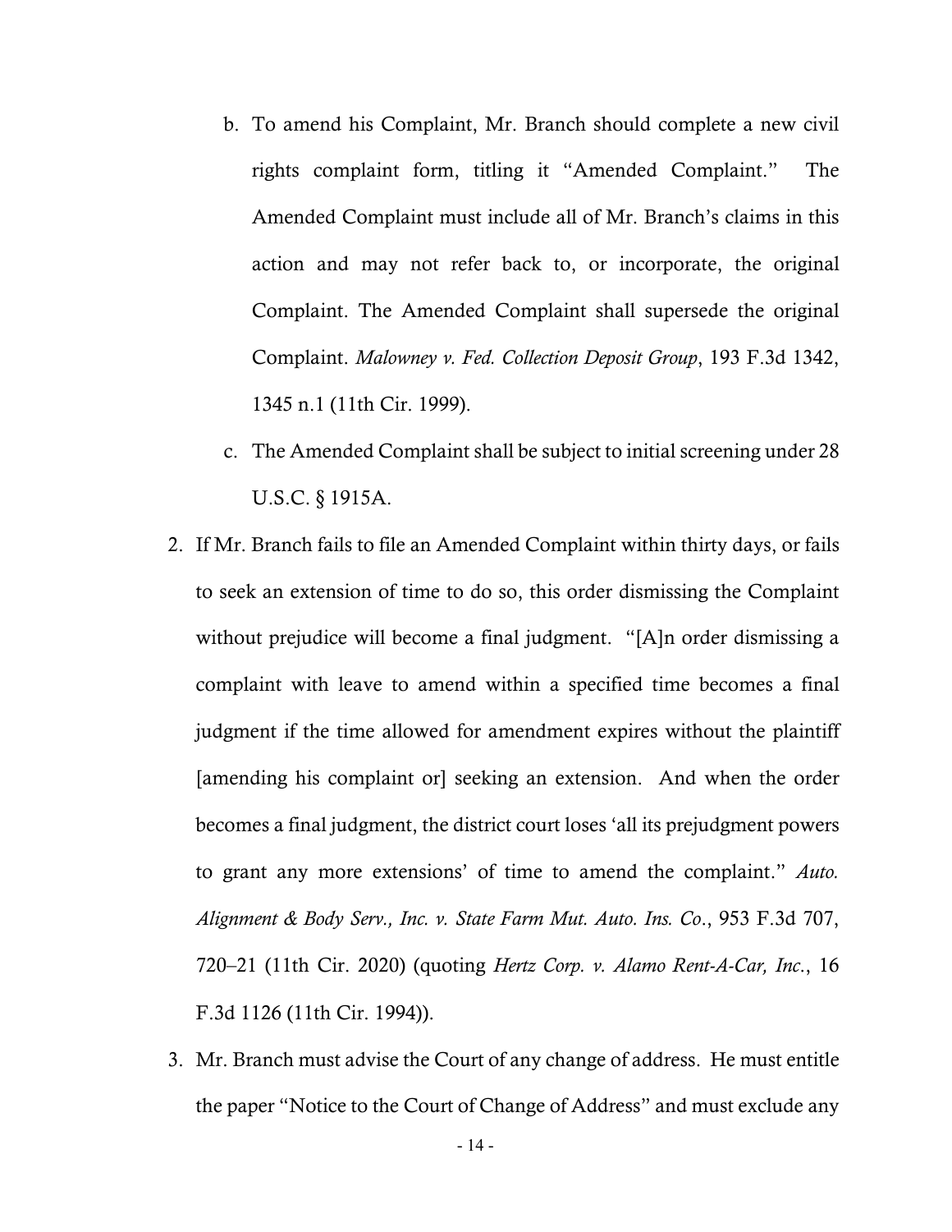b. To amend his Complaint, Mr. Branch should complete a new civil rights complaint form, titling it "Amended Complaint." The Amended Complaint must include all of Mr. Branch's claims in this action and may not refer back to, or incorporate, the original Complaint. The Amended Complaint shall supersede the original Complaint. *Malowney v. Fed. Collection Deposit Group*, 193 F.3d 1342, 1345 n.1 (11th Cir. 1999).

c. The Amended Complaint shall be subject to initial screening under 28 U.S.C. § 1915A.

2. If Mr. Branch fails to file an Amended Complaint within thirty days, or fails to seek an extension of time to do so, this order dismissing the Complaint without prejudice will become a final judgment. "[A]n order dismissing a complaint with leave to amend within a specified time becomes a final judgment if the time allowed for amendment expires without the plaintiff [amending his complaint or] seeking an extension. And when the order becomes a final judgment, the district court loses 'all its prejudgment powers to grant any more extensions' of time to amend the complaint." *Auto. Alignment & Body Serv., Inc. v. State Farm Mut. Auto. Ins. Co.*, 953 F.3d 707, 720–21 (11th Cir. 2020) (quoting *Hertz Corp. v. Alamo Rent-A-Car, Inc.*, 16 F.3d 1126 (11th Cir. 1994)).

3. Mr. Branch must advise the Court of any change of address. He must entitle the paper "Notice to the Court of Change of Address" and must exclude any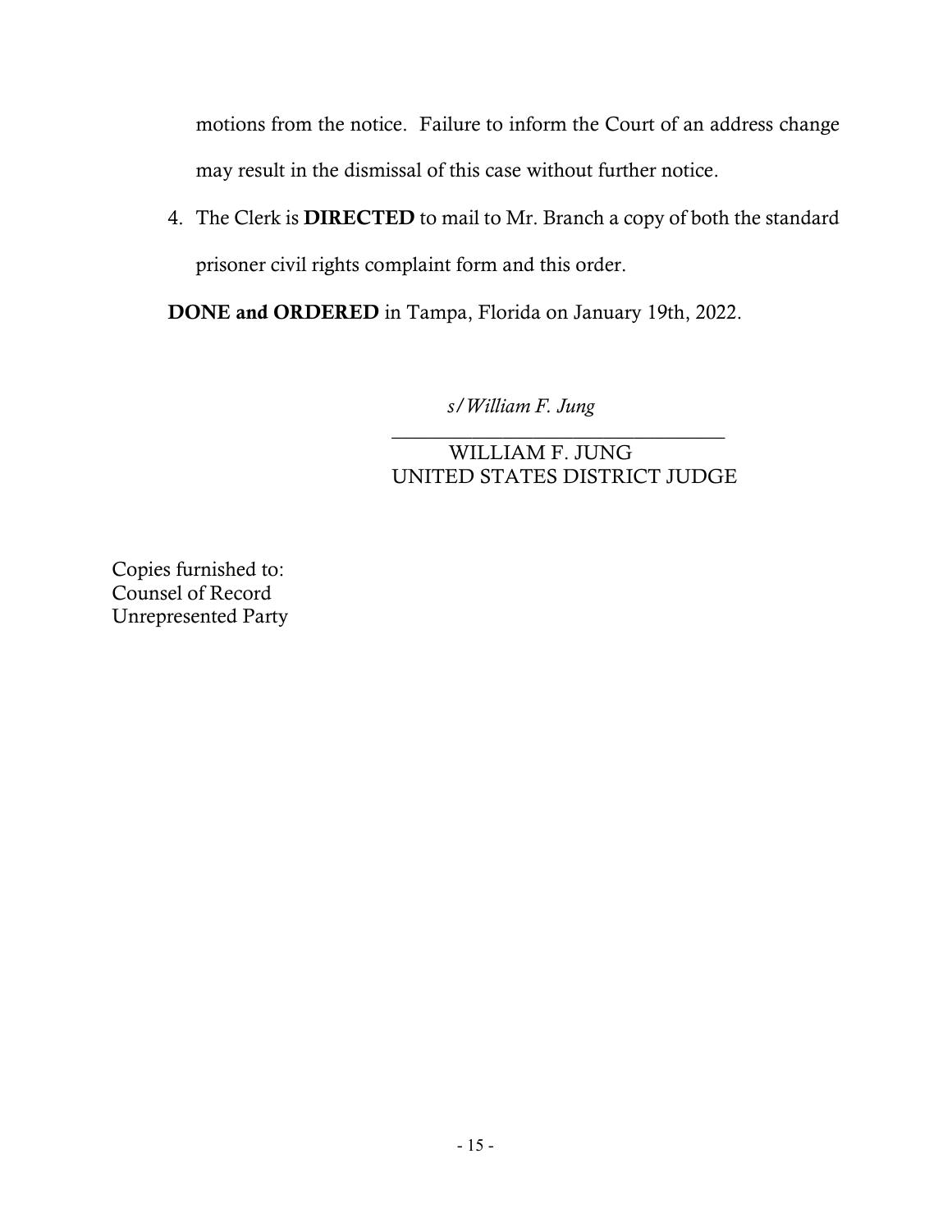motions from the notice. Failure to inform the Court of an address change may result in the dismissal of this case without further notice.

4. The Clerk is **DIRECTED** to mail to Mr. Branch a copy of both the standard prisoner civil rights complaint form and this order.

**DONE and ORDERED** in Tampa, Florida on January 19th, 2022.

*s/William F. Jung*

WILLIAM F. JUNG
UNITED STATES DISTRICT JUDGE

Copies furnished to:
Counsel of Record
Unrepresented Party